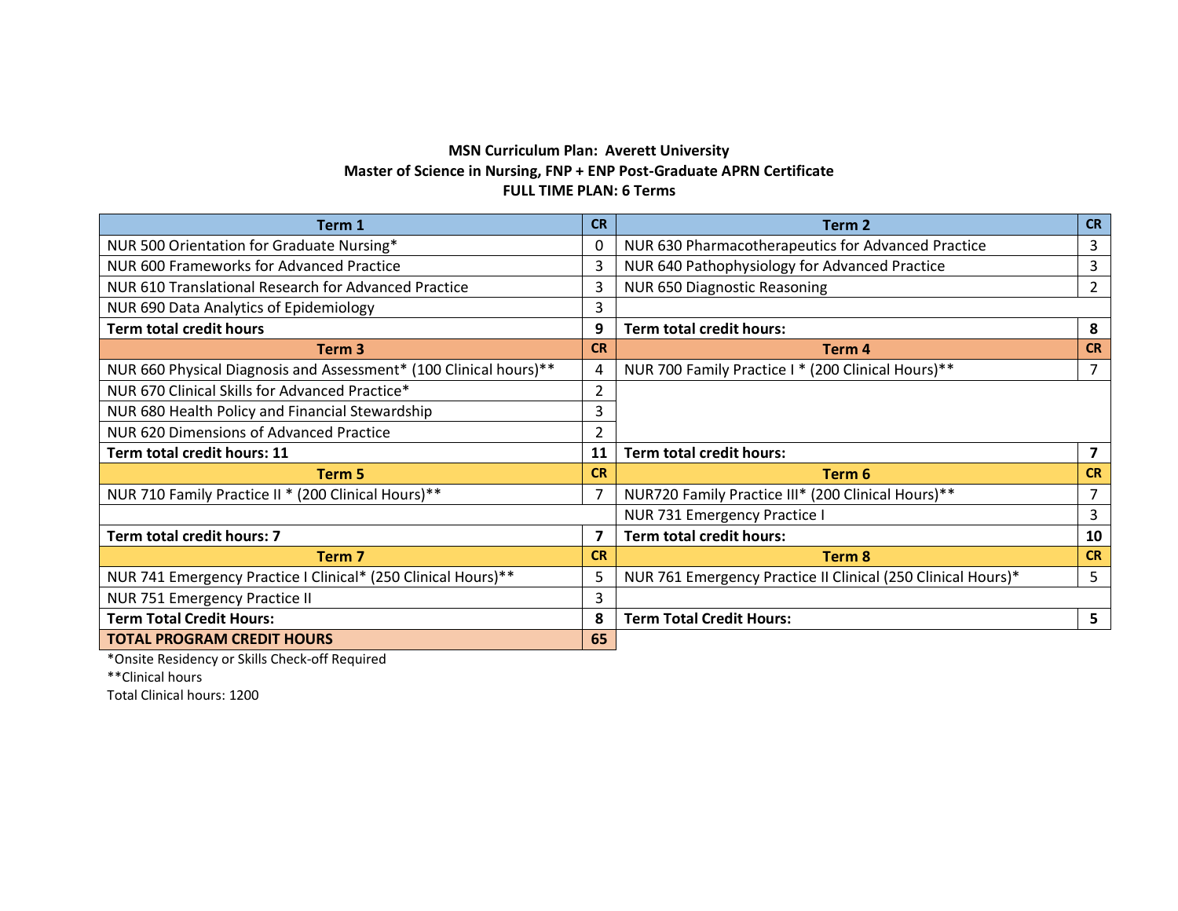**MSN Curriculum Plan: Averett University**
**Master of Science in Nursing, FNP + ENP Post-Graduate APRN Certificate**
**FULL TIME PLAN: 6 Terms**

| Term 1 | CR | Term 2 | CR |
|---|---|---|---|
| NUR 500 Orientation for Graduate Nursing* | 0 | NUR 630 Pharmacotherapeutics for Advanced Practice | 3 |
| NUR 600 Frameworks for Advanced Practice | 3 | NUR 640 Pathophysiology for Advanced Practice | 3 |
| NUR 610 Translational Research for Advanced Practice | 3 | NUR 650 Diagnostic Reasoning | 2 |
| NUR 690 Data Analytics of Epidemiology | 3 | | |
| **Term total credit hours** | **9** | **Term total credit hours:** | **8** |
| **Term 3** | **CR** | **Term 4** | **CR** |
| NUR 660 Physical Diagnosis and Assessment* (100 Clinical hours)** | 4 | NUR 700 Family Practice I * (200 Clinical Hours)** | 7 |
| NUR 670 Clinical Skills for Advanced Practice* | 2 | | |
| NUR 680 Health Policy and Financial Stewardship | 3 | | |
| NUR 620 Dimensions of Advanced Practice | 2 | | |
| **Term total credit hours: 11** | **11** | **Term total credit hours:** | **7** |
| **Term 5** | **CR** | **Term 6** | **CR** |
| NUR 710 Family Practice II * (200 Clinical Hours)** | 7 | NUR720 Family Practice III* (200 Clinical Hours)** | 7 |
| | | NUR 731 Emergency Practice I | 3 |
| **Term total credit hours: 7** | **7** | **Term total credit hours:** | **10** |
| **Term 7** | **CR** | **Term 8** | **CR** |
| NUR 741 Emergency Practice I Clinical* (250 Clinical Hours)** | 5 | NUR 761 Emergency Practice II Clinical (250 Clinical Hours)* | 5 |
| NUR 751 Emergency Practice II | 3 | | |
| **Term Total Credit Hours:** | **8** | **Term Total Credit Hours:** | **5** |
| **TOTAL PROGRAM CREDIT HOURS** | **65** | | |

*Onsite Residency or Skills Check-off Required

**Clinical hours

Total Clinical hours: 1200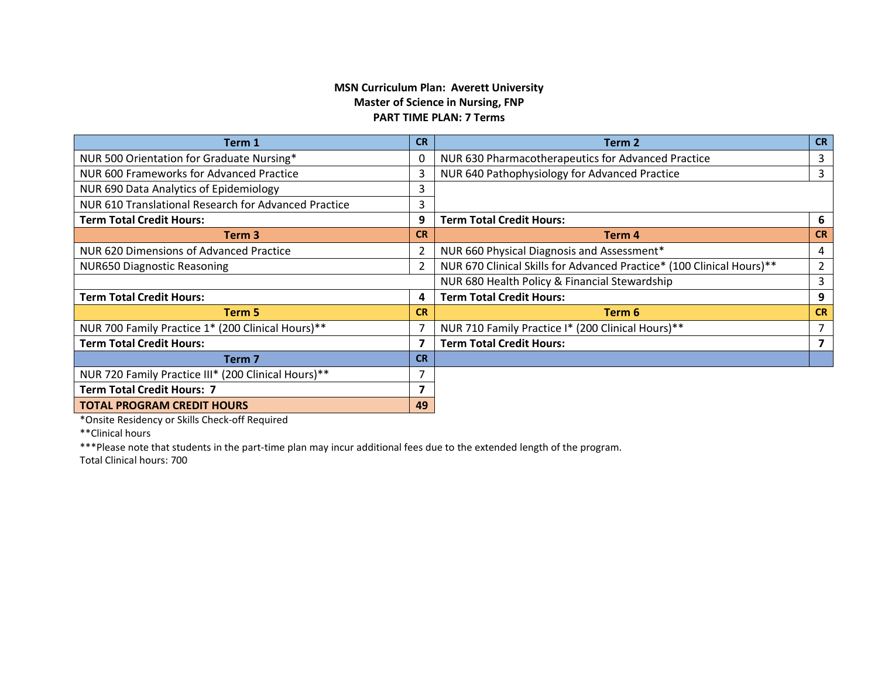**MSN Curriculum Plan: Averett University**
**Master of Science in Nursing, FNP**
**PART TIME PLAN: 7 Terms**

| Term 1 | CR | Term 2 | CR |
|---|---|---|---|
| NUR 500 Orientation for Graduate Nursing* | 0 | NUR 630 Pharmacotherapeutics for Advanced Practice | 3 |
| NUR 600 Frameworks for Advanced Practice | 3 | NUR 640 Pathophysiology for Advanced Practice | 3 |
| NUR 690 Data Analytics of Epidemiology | 3 | | |
| NUR 610 Translational Research for Advanced Practice | 3 | | |
| **Term Total Credit Hours:** | **9** | **Term Total Credit Hours:** | **6** |
| **Term 3** | **CR** | **Term 4** | **CR** |
| NUR 620 Dimensions of Advanced Practice | 2 | NUR 660 Physical Diagnosis and Assessment* | 4 |
| NUR650 Diagnostic Reasoning | 2 | NUR 670 Clinical Skills for Advanced Practice* (100 Clinical Hours)** | 2 |
| | | NUR 680 Health Policy & Financial Stewardship | 3 |
| **Term Total Credit Hours:** | **4** | **Term Total Credit Hours:** | **9** |
| **Term 5** | **CR** | **Term 6** | **CR** |
| NUR 700 Family Practice 1* (200 Clinical Hours)** | 7 | NUR 710 Family Practice I* (200 Clinical Hours)** | 7 |
| **Term Total Credit Hours:** | **7** | **Term Total Credit Hours:** | **7** |
| **Term 7** | **CR** | | |
| NUR 720 Family Practice III* (200 Clinical Hours)** | 7 | | |
| **Term Total Credit Hours: 7** | **7** | | |
| **TOTAL PROGRAM CREDIT HOURS** | **49** | | |

*Onsite Residency or Skills Check-off Required

**Clinical hours

***Please note that students in the part-time plan may incur additional fees due to the extended length of the program.

Total Clinical hours: 700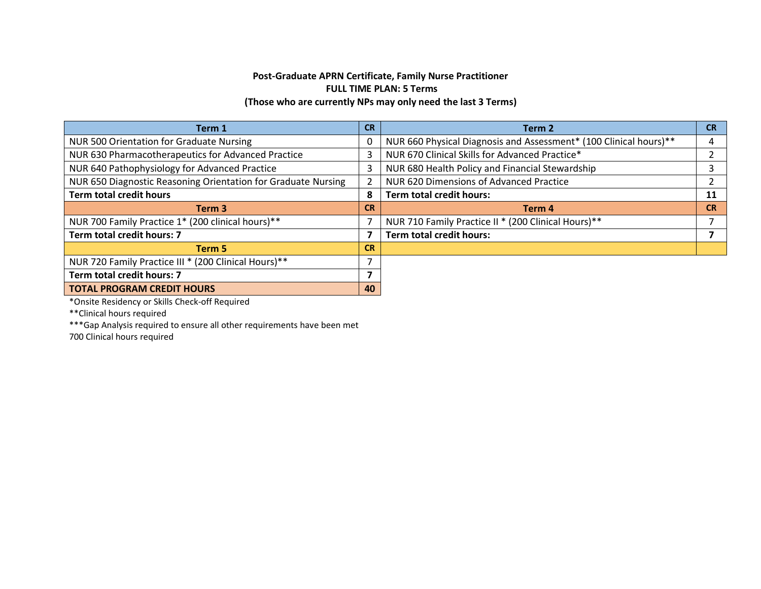**Post-Graduate APRN Certificate, Family Nurse Practitioner**
**FULL TIME PLAN: 5 Terms**
**(Those who are currently NPs may only need the last 3 Terms)**

| Term 1 | CR | Term 2 | CR |
|---|---|---|---|
| NUR 500 Orientation for Graduate Nursing | 0 | NUR 660 Physical Diagnosis and Assessment* (100 Clinical hours)** | 4 |
| NUR 630 Pharmacotherapeutics for Advanced Practice | 3 | NUR 670 Clinical Skills for Advanced Practice* | 2 |
| NUR 640 Pathophysiology for Advanced Practice | 3 | NUR 680 Health Policy and Financial Stewardship | 3 |
| NUR 650 Diagnostic Reasoning Orientation for Graduate Nursing | 2 | NUR 620 Dimensions of Advanced Practice | 2 |
| **Term total credit hours** | **8** | **Term total credit hours:** | **11** |
| **Term 3** | **CR** | **Term 4** | **CR** |
| NUR 700 Family Practice 1* (200 clinical hours)** | 7 | NUR 710 Family Practice II * (200 Clinical Hours)** | 7 |
| **Term total credit hours: 7** | **7** | **Term total credit hours:** | **7** |
| **Term 5** | **CR** | | |
| NUR 720 Family Practice III * (200 Clinical Hours)** | 7 | | |
| **Term total credit hours: 7** | **7** | | |
| **TOTAL PROGRAM CREDIT HOURS** | **40** | | |

*Onsite Residency or Skills Check-off Required

**Clinical hours required

***Gap Analysis required to ensure all other requirements have been met

700 Clinical hours required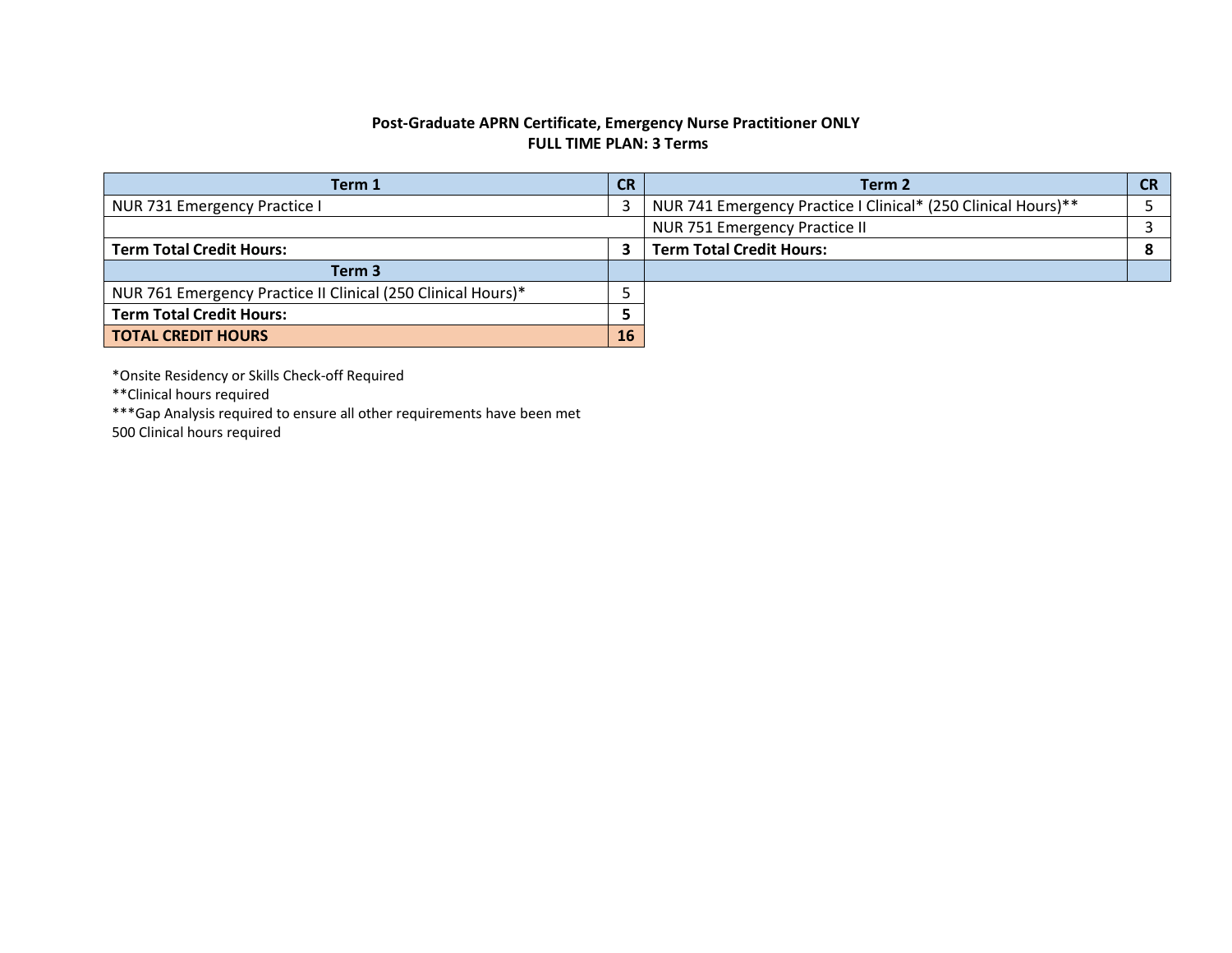**Post-Graduate APRN Certificate, Emergency Nurse Practitioner ONLY**
**FULL TIME PLAN: 3 Terms**

| Term 1 | CR | Term 2 | CR |
|---|---|---|---|
| NUR 731 Emergency Practice I | 3 | NUR 741 Emergency Practice I Clinical* (250 Clinical Hours)** | 5 |
| | | NUR 751 Emergency Practice II | 3 |
| **Term Total Credit Hours:** | **3** | **Term Total Credit Hours:** | **8** |
| **Term 3** | | | |
| NUR 761 Emergency Practice II Clinical (250 Clinical Hours)* | 5 | | |
| **Term Total Credit Hours:** | **5** | | |
| **TOTAL CREDIT HOURS** | **16** | | |

*Onsite Residency or Skills Check-off Required
**Clinical hours required
***Gap Analysis required to ensure all other requirements have been met
500 Clinical hours required